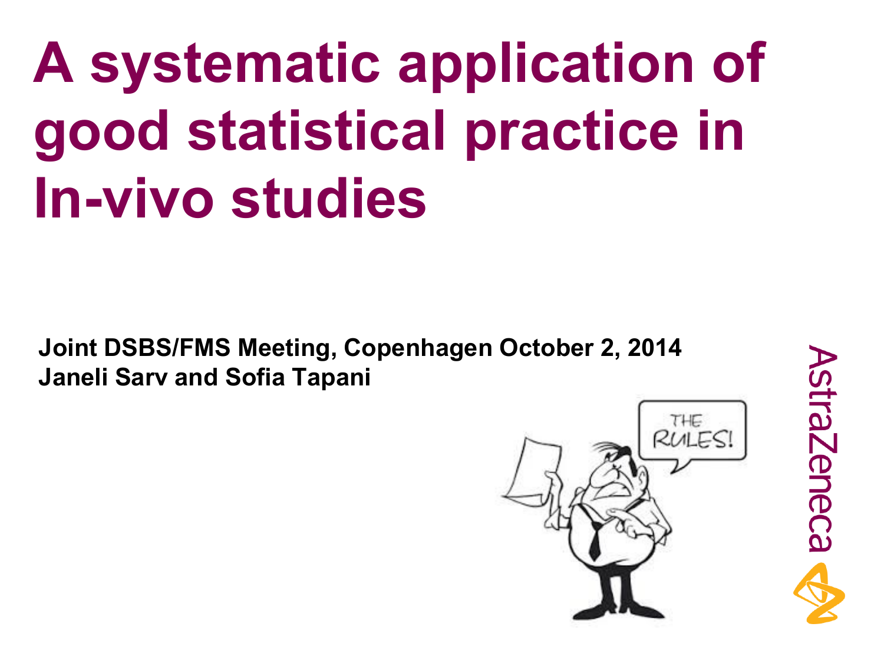# A systematic application of good statistical practice in In-vivo studies

**Joint DSBS/FMS Meeting, Copenhagen October 2, 2014**
**Janeli Sarv and Sofia Tapani**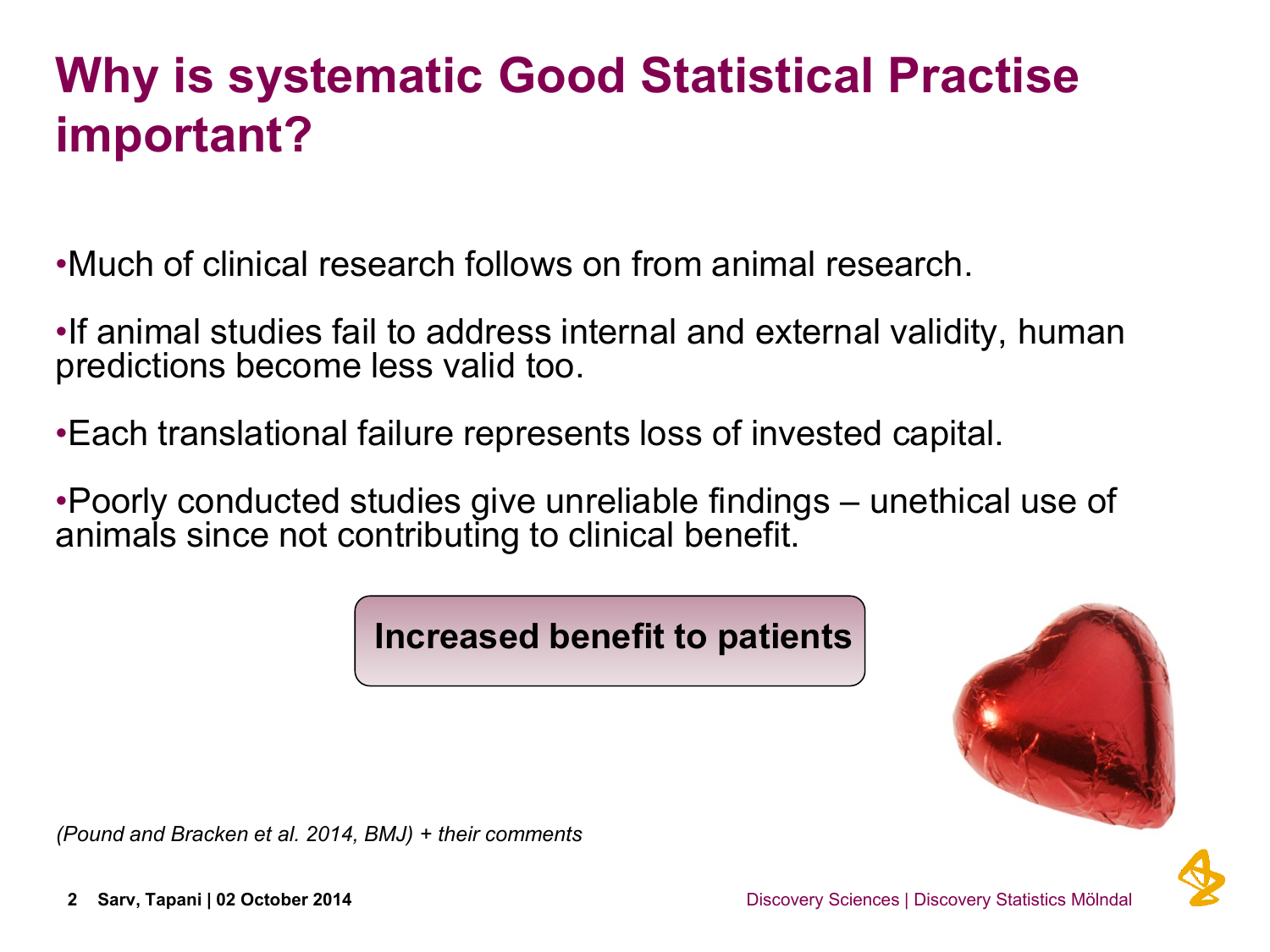# Why is systematic Good Statistical Practise important?

- Much of clinical research follows on from animal research.
- If animal studies fail to address internal and external validity, human predictions become less valid too.
- Each translational failure represents loss of invested capital.
- Poorly conducted studies give unreliable findings – unethical use of animals since not contributing to clinical benefit.

**Increased benefit to patients**

*(Pound and Bracken et al. 2014, BMJ) + their comments*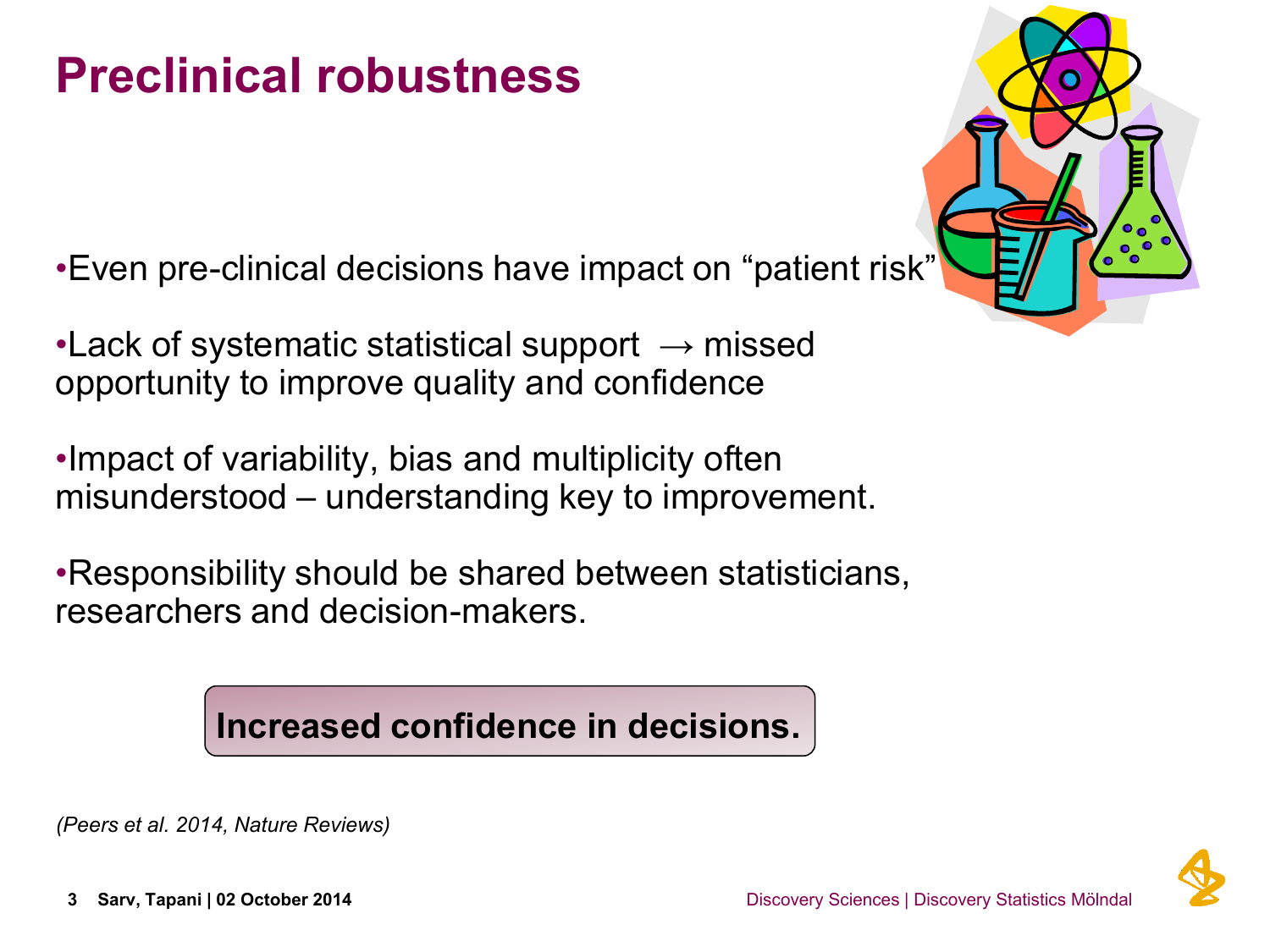# Preclinical robustness

- Even pre-clinical decisions have impact on “patient risk”
- Lack of systematic statistical support → missed opportunity to improve quality and confidence
- Impact of variability, bias and multiplicity often misunderstood – understanding key to improvement.
- Responsibility should be shared between statisticians, researchers and decision-makers.

**Increased confidence in decisions.**

*(Peers et al. 2014, Nature Reviews)*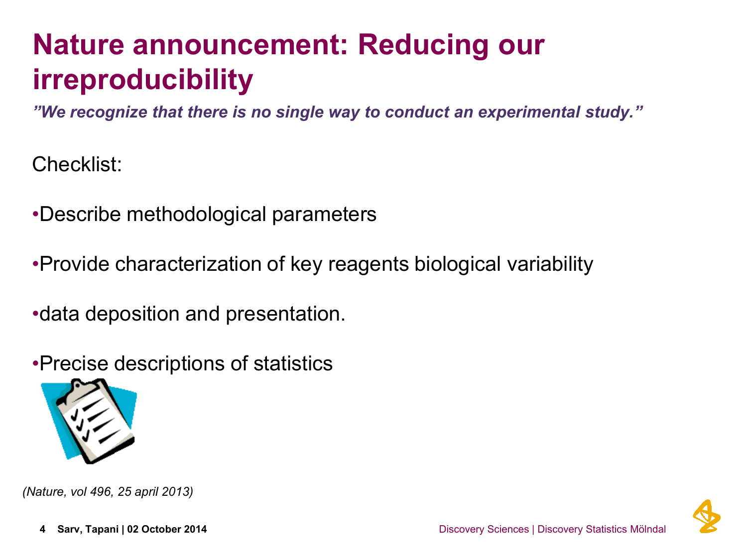# Nature announcement: Reducing our irreproducibility

***"We recognize that there is no single way to conduct an experimental study."***

Checklist:

- Describe methodological parameters
- Provide characterization of key reagents biological variability
- data deposition and presentation.
- Precise descriptions of statistics

*(Nature, vol 496, 25 april 2013)*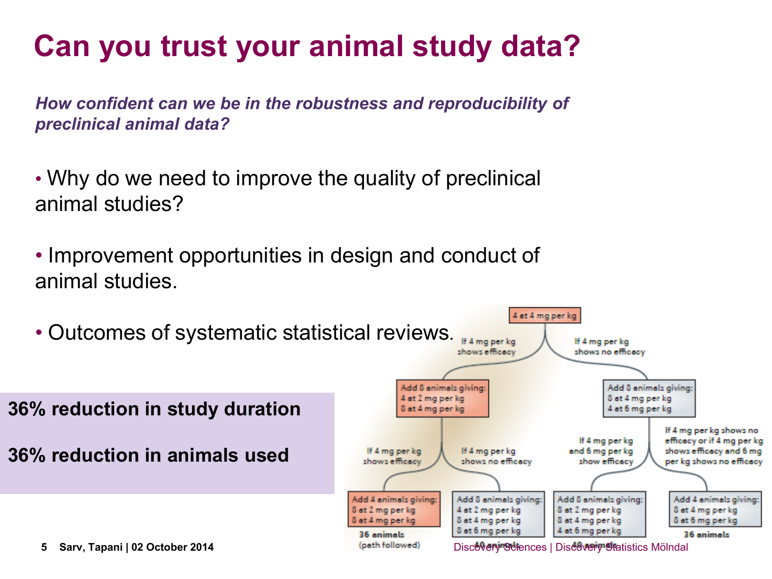# Can you trust your animal study data?

***How confident can we be in the robustness and reproducibility of preclinical animal data?***

- Why do we need to improve the quality of preclinical animal studies?
- Improvement opportunities in design and conduct of animal studies.
- Outcomes of systematic statistical reviews.

**36% reduction in study duration**

**36% reduction in animals used**

4 at 4 mg per kg

- If 4 mg per kg shows efficacy → Add 8 animals giving: 4 at 2 mg per kg, 8 at 4 mg per kg
  - If 4 mg per kg shows efficacy → Add 4 animals giving: 8 at 2 mg per kg, 8 at 4 mg per kg — 36 animals (path followed)
  - If 4 mg per kg shows no efficacy → Add 8 animals giving: 4 at 2 mg per kg, 8 at 4 mg per kg, 8 at 6 mg per kg — 40 animals
- If 4 mg per kg shows no efficacy → Add 8 animals giving: 8 at 4 mg per kg, 4 at 6 mg per kg
  - If 4 mg per kg and 6 mg per kg show efficacy → Add 8 animals giving: 8 at 2 mg per kg, 8 at 4 mg per kg, 4 at 6 mg per kg — 40 animals
  - If 4 mg per kg shows no efficacy or if 4 mg per kg shows efficacy and 6 mg per kg shows no efficacy → Add 4 animals giving: 8 at 4 mg per kg, 8 at 6 mg per kg — 36 animals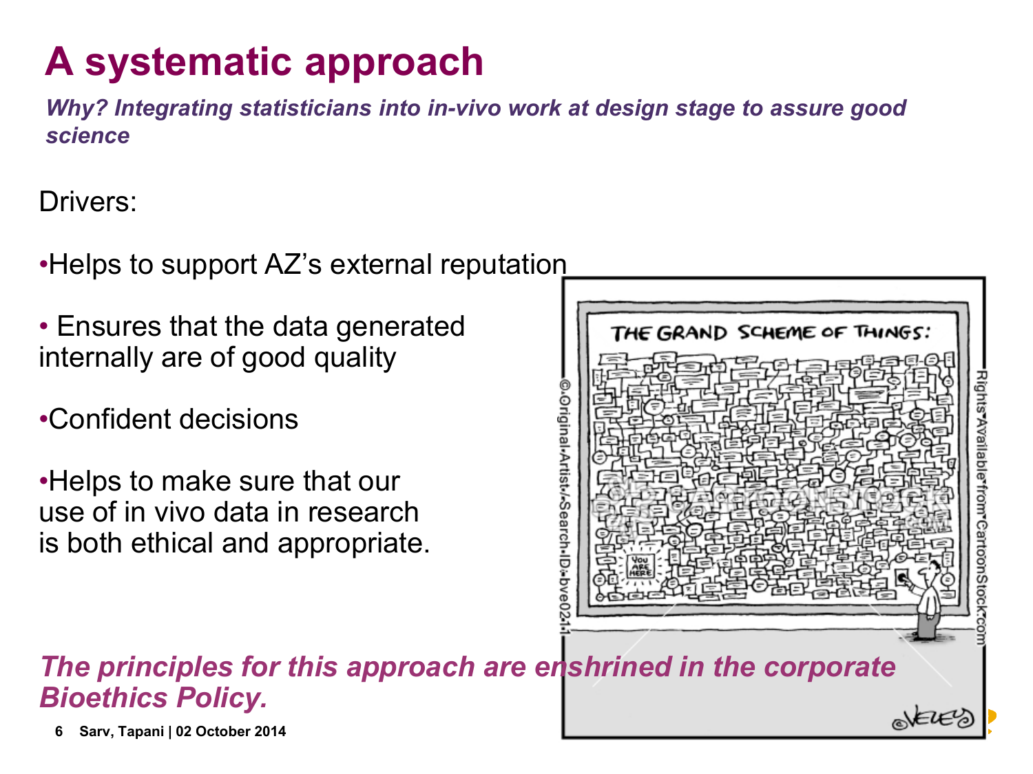# A systematic approach

***Why? Integrating statisticians into in-vivo work at design stage to assure good science***

Drivers:

- Helps to support AZ's external reputation
- Ensures that the data generated internally are of good quality
- Confident decisions
- Helps to make sure that our use of in vivo data in research is both ethical and appropriate.

***The principles for this approach are enshrined in the corporate Bioethics Policy.***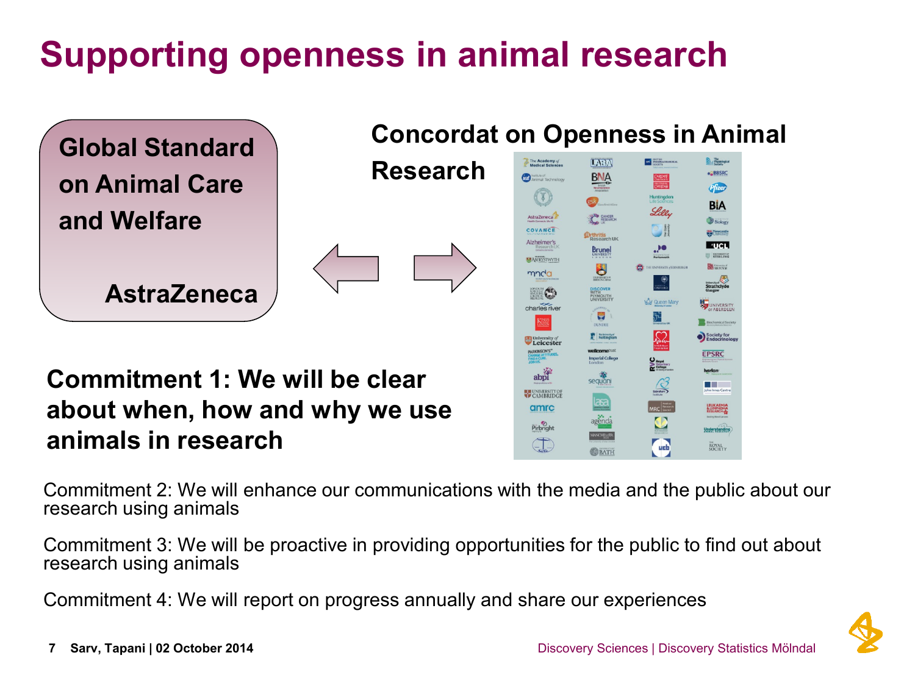# Supporting openness in animal research

**Global Standard on Animal Care and Welfare**

**AstraZeneca**

**Concordat on Openness in Animal Research**

**Commitment 1: We will be clear about when, how and why we use animals in research**

Commitment 2: We will enhance our communications with the media and the public about our research using animals

Commitment 3: We will be proactive in providing opportunities for the public to find out about research using animals

Commitment 4: We will report on progress annually and share our experiences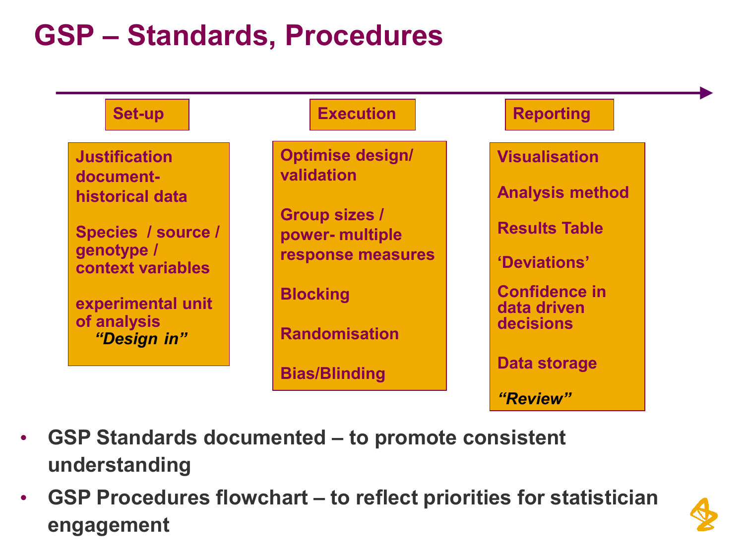# GSP – Standards, Procedures

| Set-up | Execution | Reporting |
| --- | --- | --- |
| Justification document- historical data<br><br>Species / source / genotype / context variables<br><br>experimental unit of analysis<br>*"Design in"* | Optimise design/ validation<br><br>Group sizes / power- multiple response measures<br><br>Blocking<br><br>Randomisation<br><br>Bias/Blinding | Visualisation<br><br>Analysis method<br><br>Results Table<br><br>'Deviations'<br><br>Confidence in data driven decisions<br><br>Data storage<br><br>*"Review"* |

- **GSP Standards documented – to promote consistent understanding**
- **GSP Procedures flowchart – to reflect priorities for statistician engagement**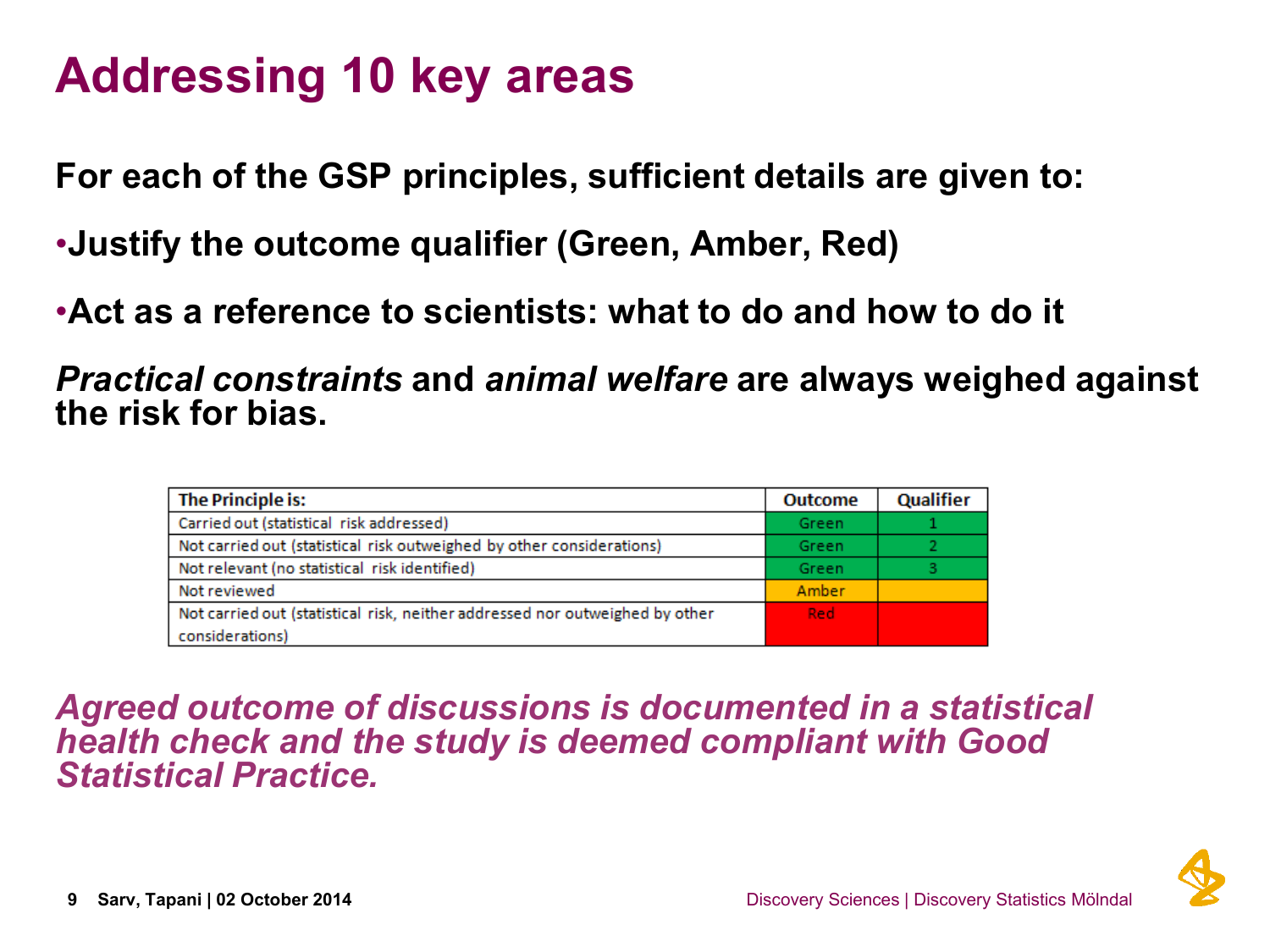# Addressing 10 key areas

**For each of the GSP principles, sufficient details are given to:**

- **Justify the outcome qualifier (Green, Amber, Red)**
- **Act as a reference to scientists: what to do and how to do it**

***Practical constraints*** **and** ***animal welfare*** **are always weighed against the risk for bias.**

| The Principle is: | Outcome | Qualifier |
|---|---|---|
| Carried out (statistical risk addressed) | Green | 1 |
| Not carried out (statistical risk outweighed by other considerations) | Green | 2 |
| Not relevant (no statistical risk identified) | Green | 3 |
| Not reviewed | Amber | |
| Not carried out (statistical risk, neither addressed nor outweighed by other considerations) | Red | |

***Agreed outcome of discussions is documented in a statistical health check and the study is deemed compliant with Good Statistical Practice.***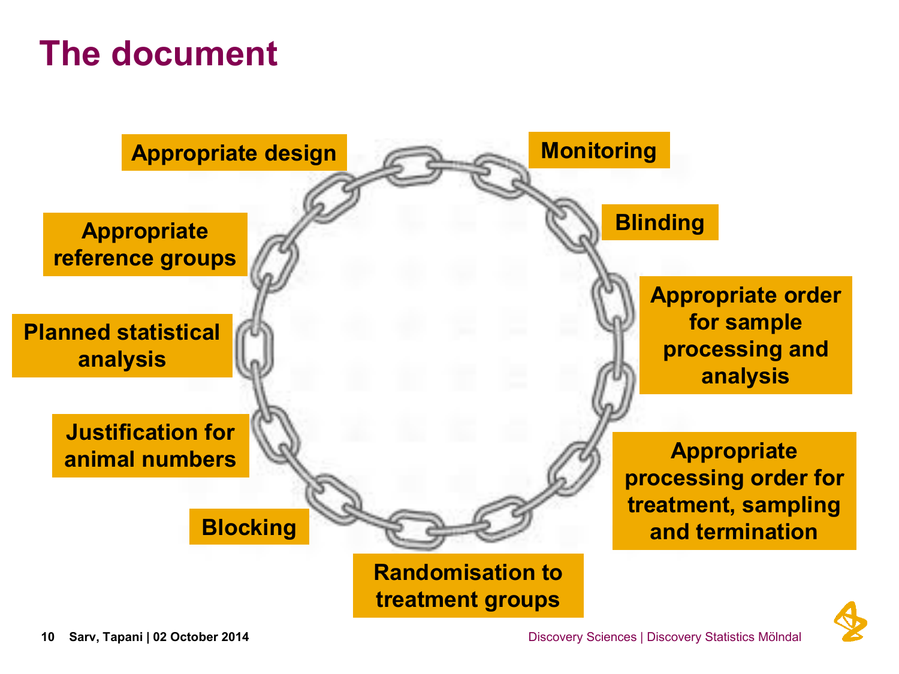# The document

- Appropriate design
- Monitoring
- Blinding
- Appropriate order for sample processing and analysis
- Appropriate processing order for treatment, sampling and termination
- Randomisation to treatment groups
- Blocking
- Justification for animal numbers
- Planned statistical analysis
- Appropriate reference groups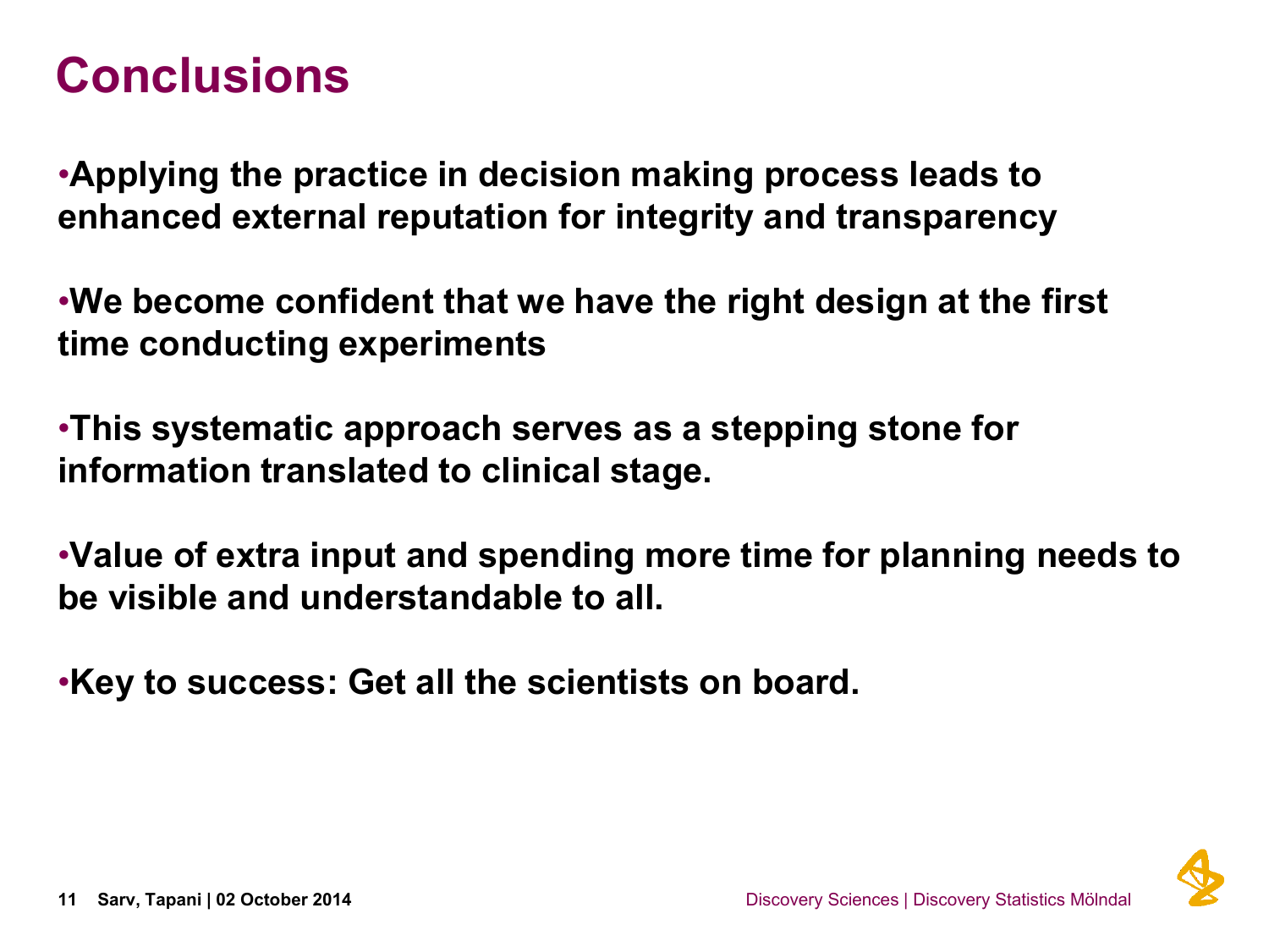# Conclusions

- **Applying the practice in decision making process leads to enhanced external reputation for integrity and transparency**

- **We become confident that we have the right design at the first time conducting experiments**

- **This systematic approach serves as a stepping stone for information translated to clinical stage.**

- **Value of extra input and spending more time for planning needs to be visible and understandable to all.**

- **Key to success: Get all the scientists on board.**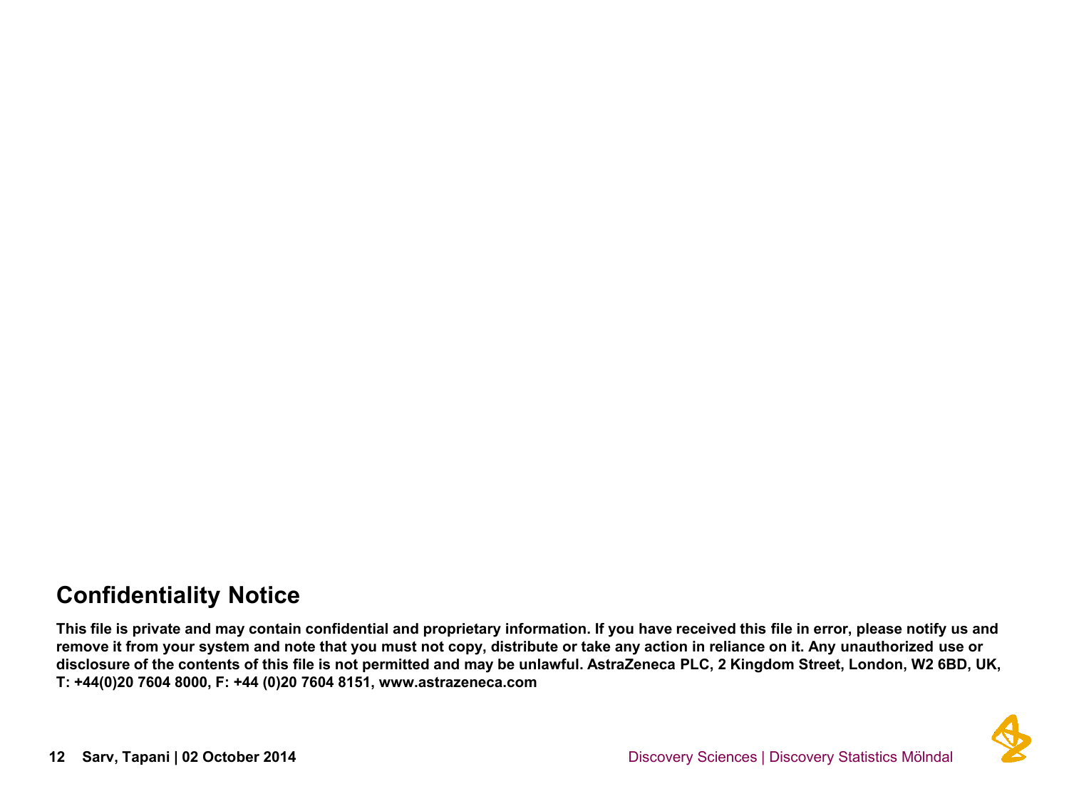## Confidentiality Notice

**This file is private and may contain confidential and proprietary information. If you have received this file in error, please notify us and remove it from your system and note that you must not copy, distribute or take any action in reliance on it. Any unauthorized use or disclosure of the contents of this file is not permitted and may be unlawful. AstraZeneca PLC, 2 Kingdom Street, London, W2 6BD, UK, T: +44(0)20 7604 8000, F: +44 (0)20 7604 8151, www.astrazeneca.com**